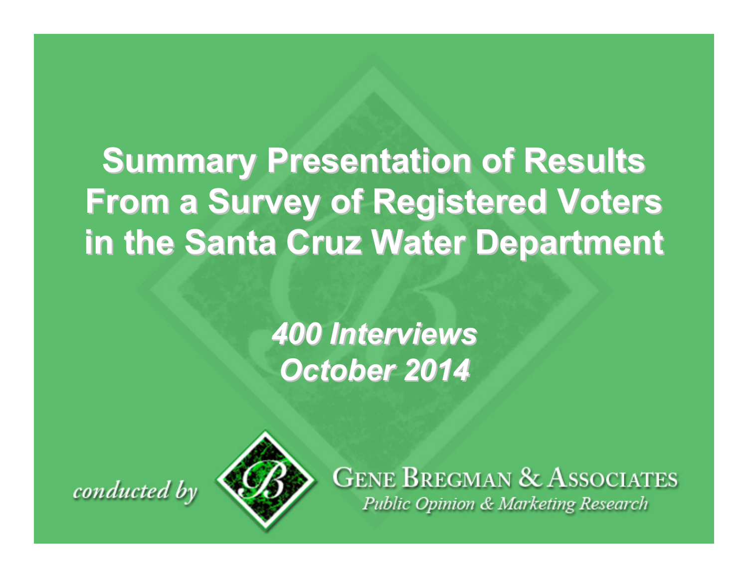# Summary Presentation of Results From a Survey of Registered Voters in the Santa Cruz Water Department

***400 Interviews***
***October 2014***

*conducted by*

GENE BREGMAN & ASSOCIATES
*Public Opinion & Marketing Research*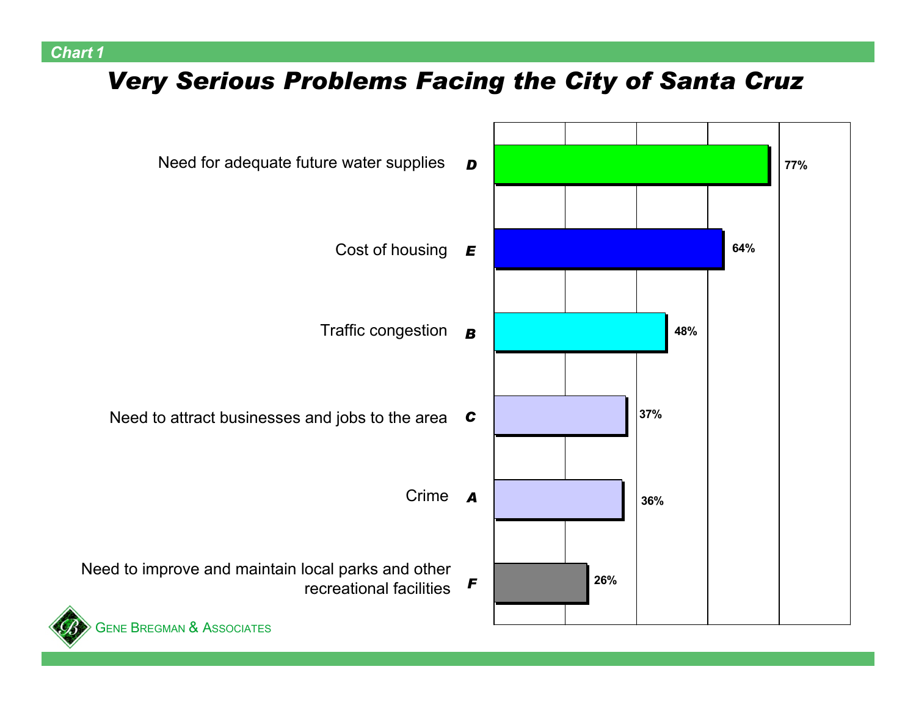*Chart 1*

# *Very Serious Problems Facing the City of Santa Cruz*

| Problem | | Percent |
|---|---|---|
| Need for adequate future water supplies | D | 77% |
| Cost of housing | E | 64% |
| Traffic congestion | B | 48% |
| Need to attract businesses and jobs to the area | C | 37% |
| Crime | A | 36% |
| Need to improve and maintain local parks and other recreational facilities | F | 26% |

GENE BREGMAN & ASSOCIATES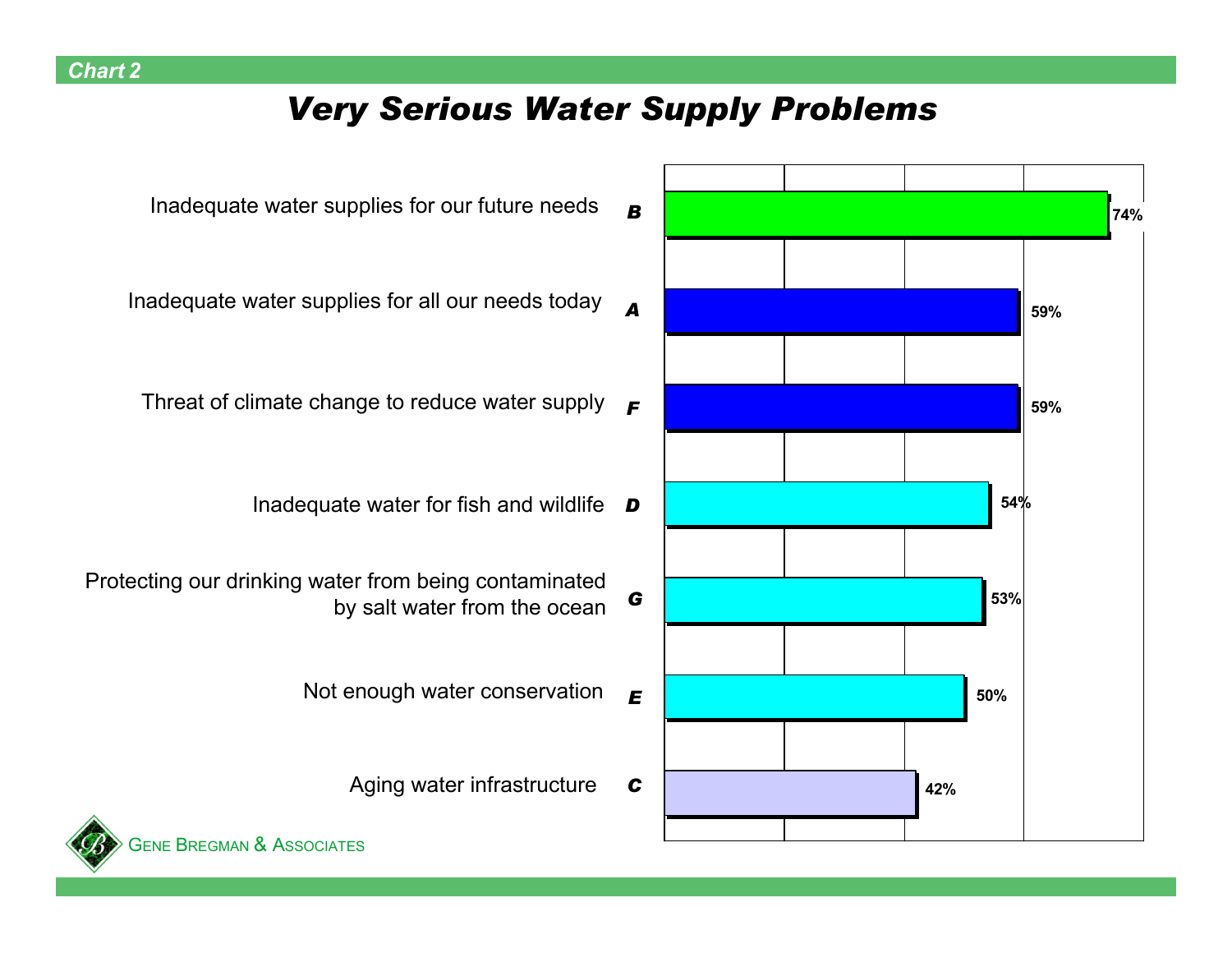Chart 2

# Very Serious Water Supply Problems

| Item | | Very Serious |
|---|---|---|
| Inadequate water supplies for our future needs | B | 74% |
| Inadequate water supplies for all our needs today | A | 59% |
| Threat of climate change to reduce water supply | F | 59% |
| Inadequate water for fish and wildlife | D | 54% |
| Protecting our drinking water from being contaminated by salt water from the ocean | G | 53% |
| Not enough water conservation | E | 50% |
| Aging water infrastructure | C | 42% |

Gene Bregman & Associates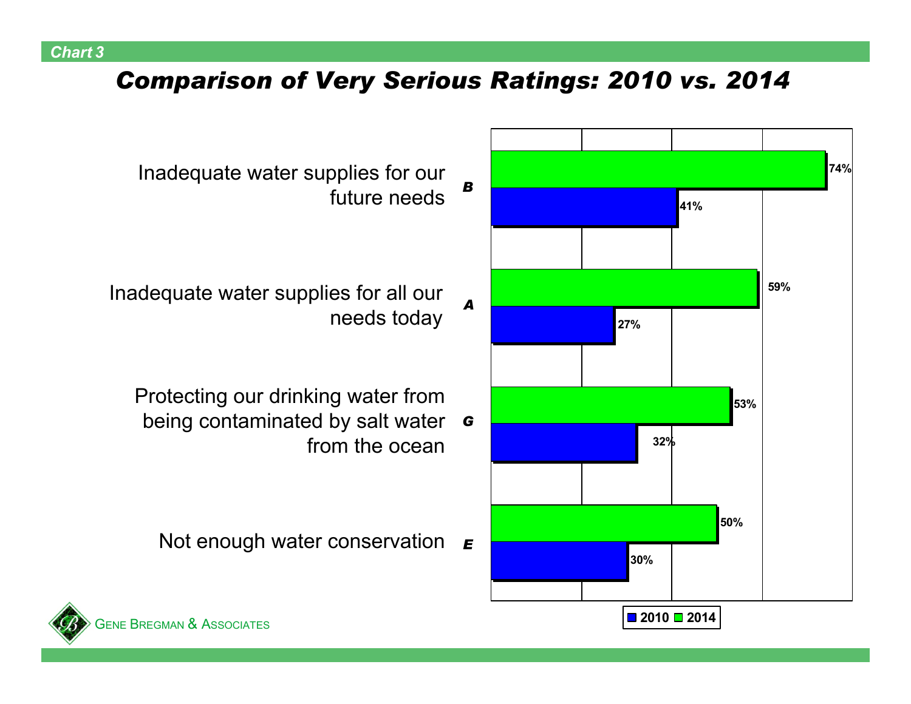*Chart 3*

# *Comparison of Very Serious Ratings: 2010 vs. 2014*

| | | 2010 | 2014 |
|---|---|---|---|
| Inadequate water supplies for our future needs | B | 41% | 74% |
| Inadequate water supplies for all our needs today | A | 27% | 59% |
| Protecting our drinking water from being contaminated by salt water from the ocean | G | 32% | 53% |
| Not enough water conservation | E | 30% | 50% |

Gene Bregman & Associates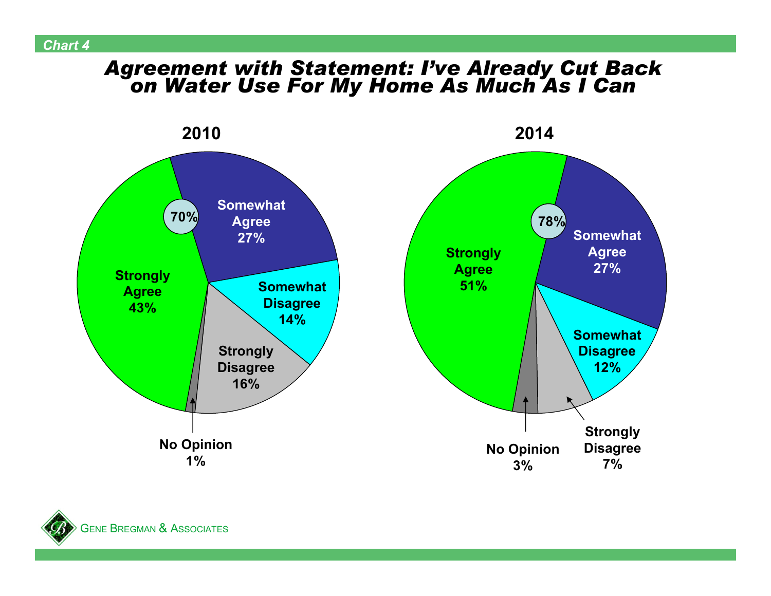Chart 4

# Agreement with Statement: I've Already Cut Back on Water Use For My Home As Much As I Can

**2010**

- Strongly Agree 43%
- Somewhat Agree 27%
- 70%
- Somewhat Disagree 14%
- Strongly Disagree 16%
- No Opinion 1%

**2014**

- Strongly Agree 51%
- Somewhat Agree 27%
- 78%
- Somewhat Disagree 12%
- Strongly Disagree 7%
- No Opinion 3%

GENE BREGMAN & ASSOCIATES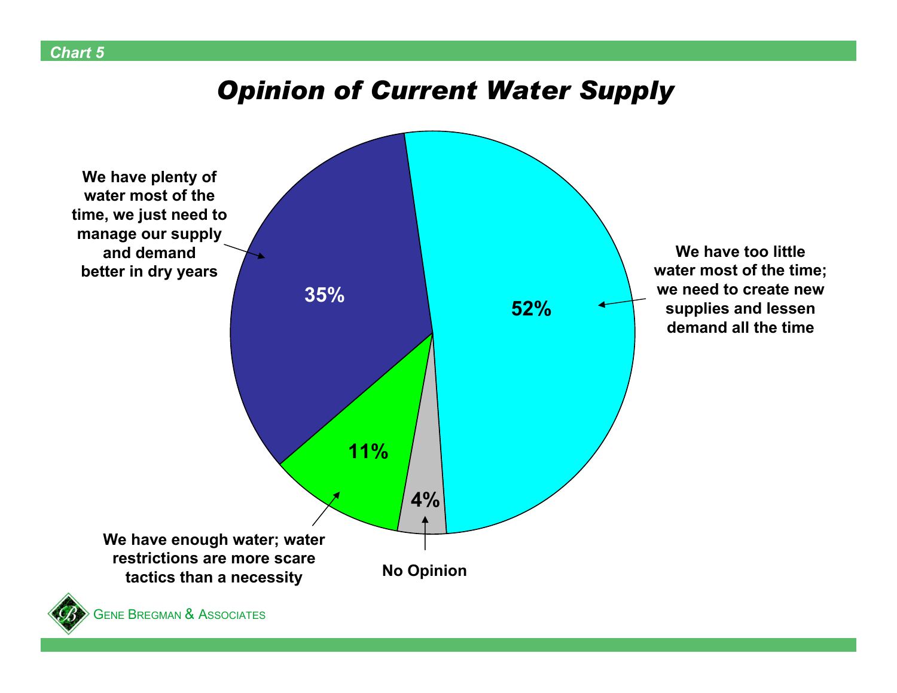Chart 5

# Opinion of Current Water Supply

| Response | Percent |
| --- | --- |
| We have too little water most of the time; we need to create new supplies and lessen demand all the time | 52% |
| We have plenty of water most of the time, we just need to manage our supply and demand better in dry years | 35% |
| We have enough water; water restrictions are more scare tactics than a necessity | 11% |
| No Opinion | 4% |

Gene Bregman & Associates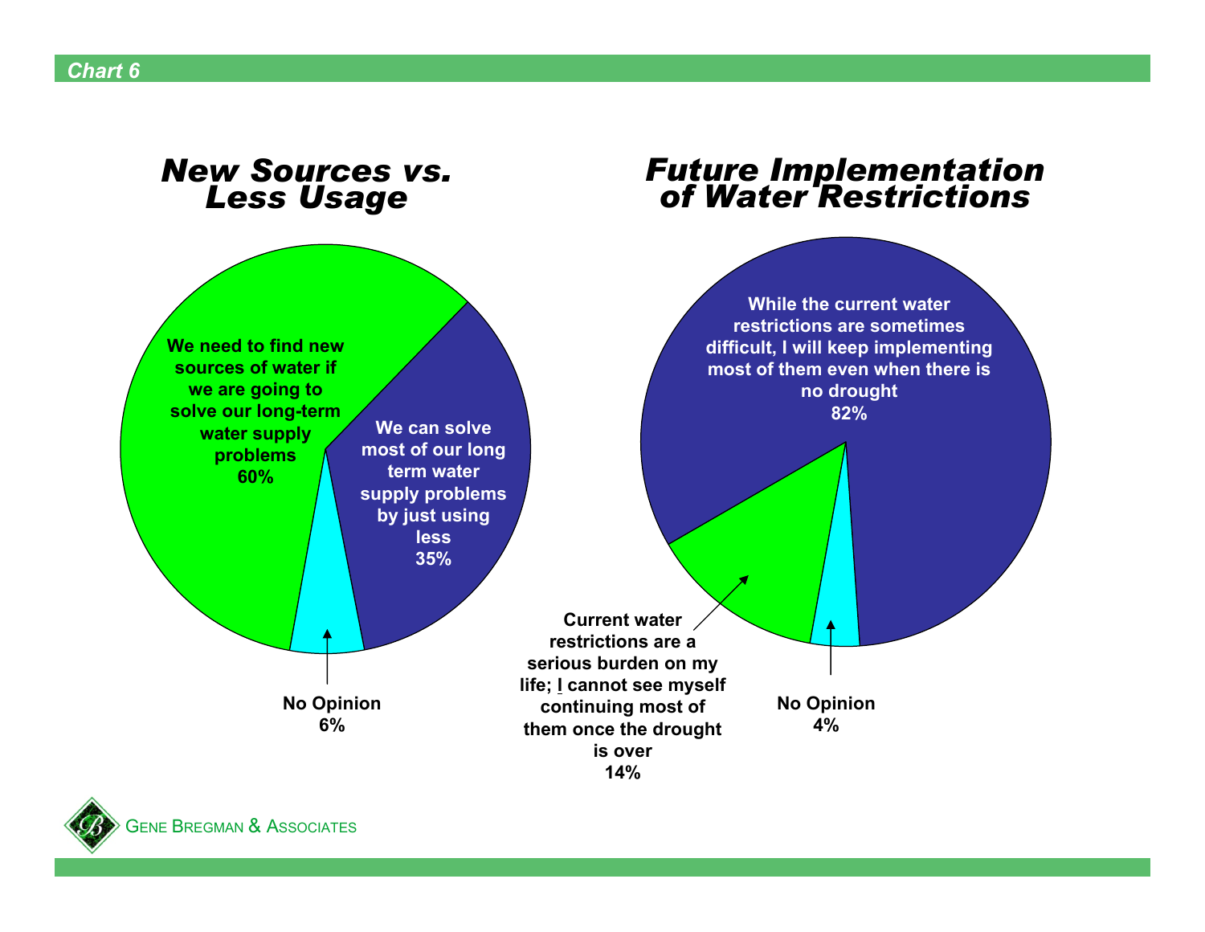*Chart 6*

## *New Sources vs. Less Usage*

- We need to find new sources of water if we are going to solve our long-term water supply problems: **60%**
- We can solve most of our long term water supply problems by just using less: **35%**
- No Opinion: **6%**

## *Future Implementation of Water Restrictions*

- While the current water restrictions are sometimes difficult, I will keep implementing most of them even when there is no drought: **82%**
- Current water restrictions are a serious burden on my life; I cannot see myself continuing most of them once the drought is over: **14%**
- No Opinion: **4%**

GENE BREGMAN & ASSOCIATES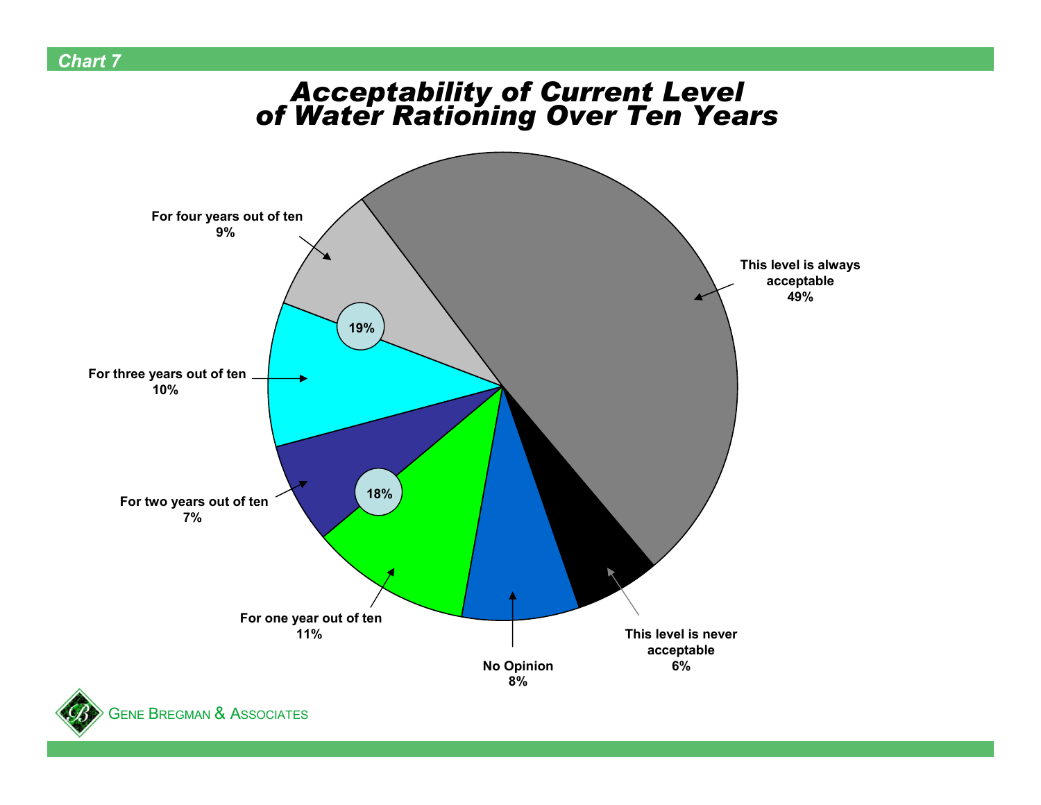Chart 7

# Acceptability of Current Level of Water Rationing Over Ten Years

| Response | Percent |
| --- | --- |
| This level is always acceptable | 49% |
| For four years out of ten | 9% |
| For three years out of ten | 10% |
| For two years out of ten | 7% |
| For one year out of ten | 11% |
| No Opinion | 8% |
| This level is never acceptable | 6% |

19% (four years + three years out of ten)

18% (two years + one year out of ten)

Gene Bregman & Associates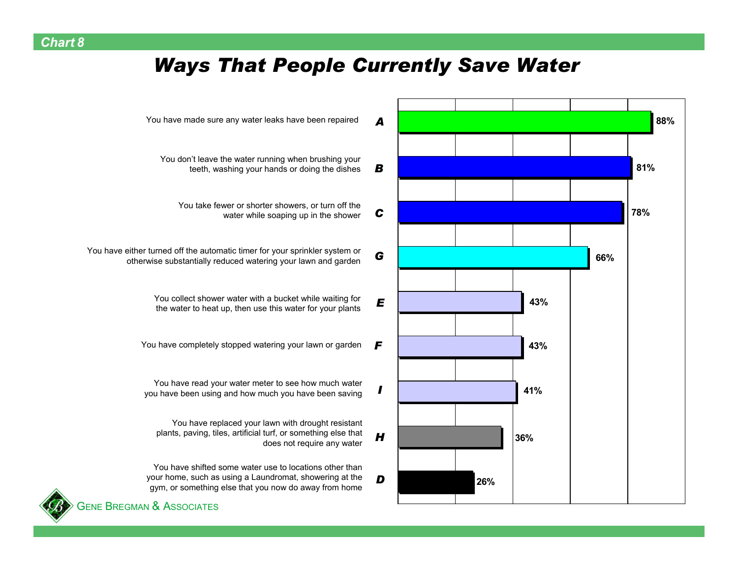Chart 8

# Ways That People Currently Save Water

| | | Percent |
|---|---|---|
| You have made sure any water leaks have been repaired | A | 88% |
| You don't leave the water running when brushing your teeth, washing your hands or doing the dishes | B | 81% |
| You take fewer or shorter showers, or turn off the water while soaping up in the shower | C | 78% |
| You have either turned off the automatic timer for your sprinkler system or otherwise substantially reduced watering your lawn and garden | G | 66% |
| You collect shower water with a bucket while waiting for the water to heat up, then use this water for your plants | E | 43% |
| You have completely stopped watering your lawn or garden | F | 43% |
| You have read your water meter to see how much water you have been using and how much you have been saving | I | 41% |
| You have replaced your lawn with drought resistant plants, paving, tiles, artificial turf, or something else that does not require any water | H | 36% |
| You have shifted some water use to locations other than your home, such as using a Laundromat, showering at the gym, or something else that you now do away from home | D | 26% |

Gene Bregman & Associates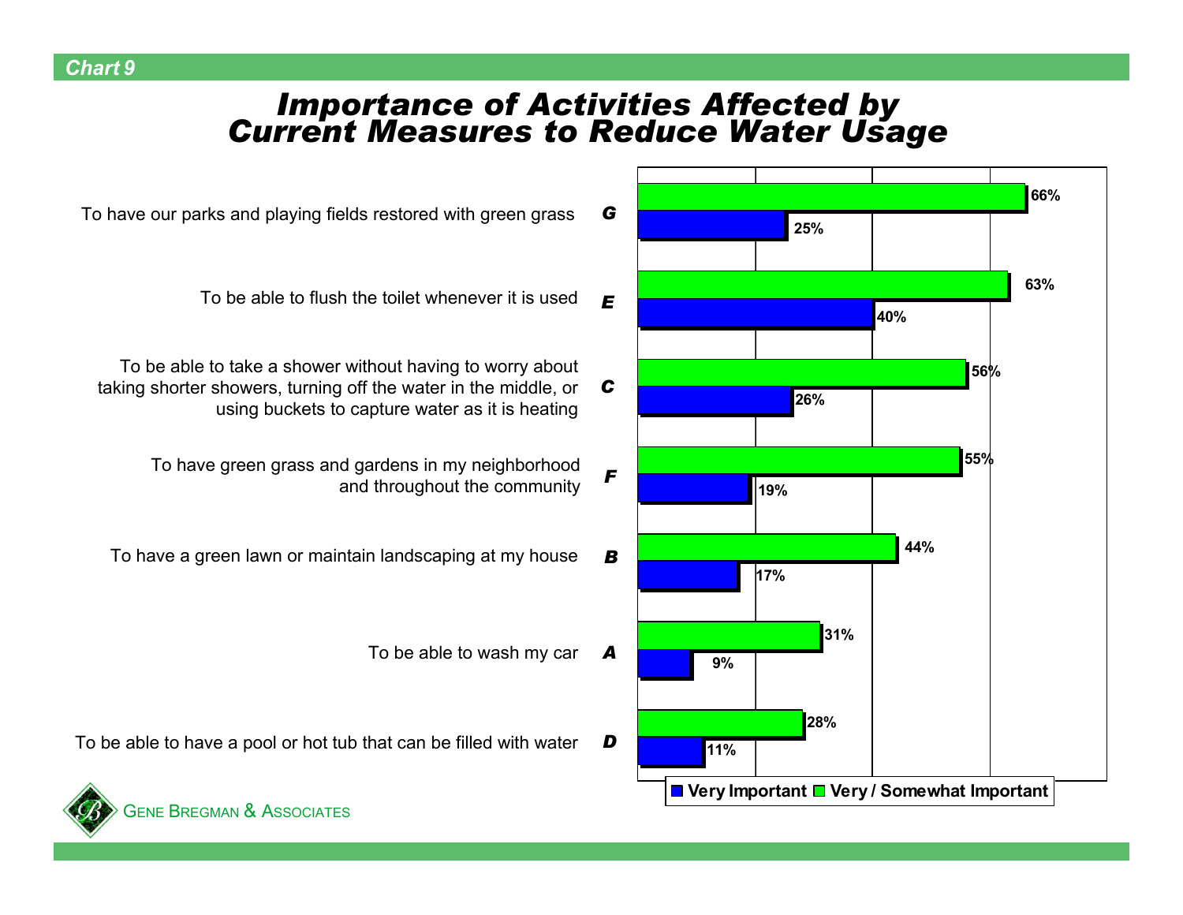*Chart 9*

# *Importance of Activities Affected by Current Measures to Reduce Water Usage*

| Item | Activity | Very Important | Very / Somewhat Important |
|---|---|---|---|
| G | To have our parks and playing fields restored with green grass | 25% | 66% |
| E | To be able to flush the toilet whenever it is used | 40% | 63% |
| C | To be able to take a shower without having to worry about taking shorter showers, turning off the water in the middle, or using buckets to capture water as it is heating | 26% | 56% |
| F | To have green grass and gardens in my neighborhood and throughout the community | 19% | 55% |
| B | To have a green lawn or maintain landscaping at my house | 17% | 44% |
| A | To be able to wash my car | 9% | 31% |
| D | To be able to have a pool or hot tub that can be filled with water | 11% | 28% |

GENE BREGMAN & ASSOCIATES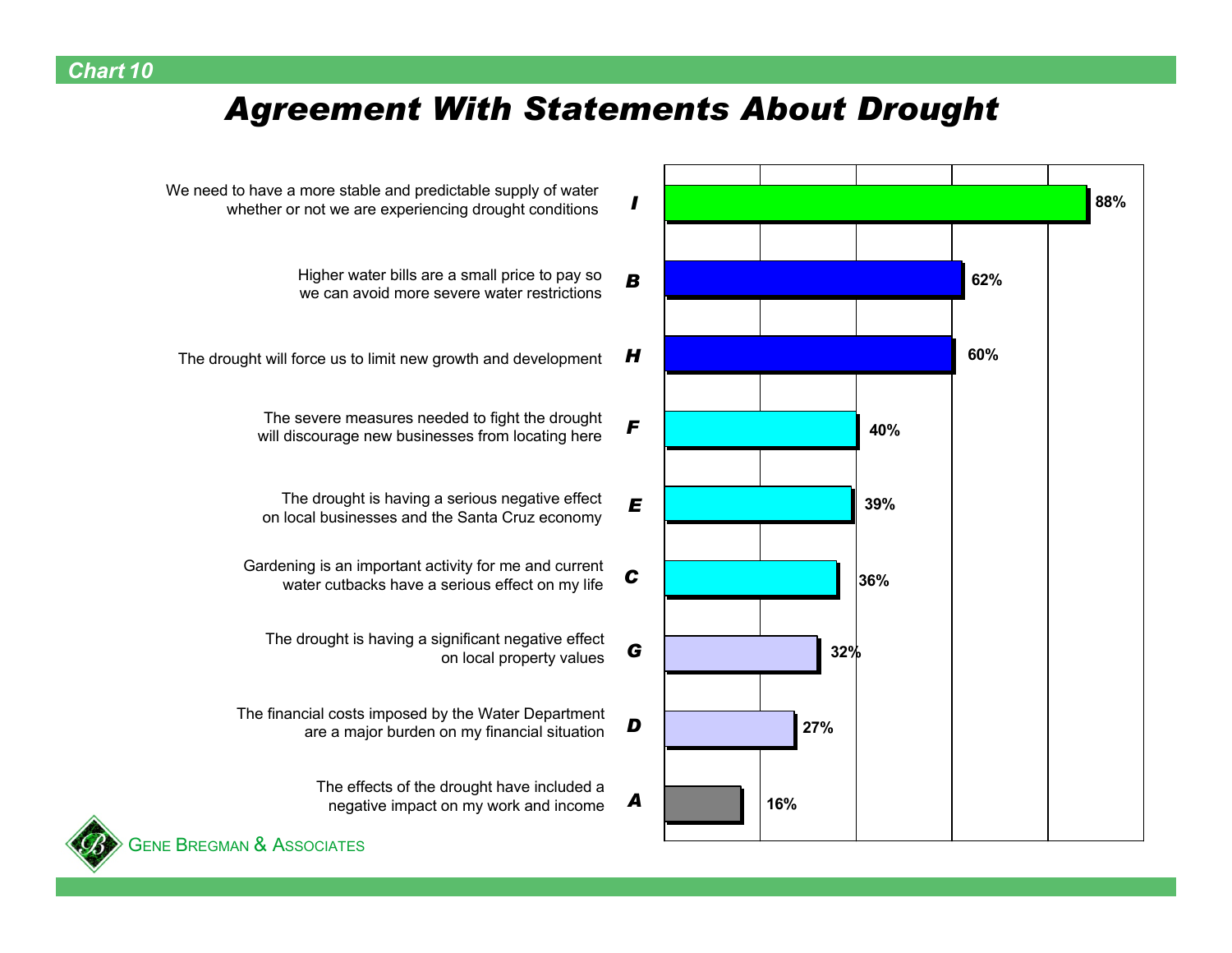Chart 10

# Agreement With Statements About Drought

| | Statement | Agreement |
|---|---|---|
| I | We need to have a more stable and predictable supply of water whether or not we are experiencing drought conditions | 88% |
| B | Higher water bills are a small price to pay so we can avoid more severe water restrictions | 62% |
| H | The drought will force us to limit new growth and development | 60% |
| F | The severe measures needed to fight the drought will discourage new businesses from locating here | 40% |
| E | The drought is having a serious negative effect on local businesses and the Santa Cruz economy | 39% |
| C | Gardening is an important activity for me and current water cutbacks have a serious effect on my life | 36% |
| G | The drought is having a significant negative effect on local property values | 32% |
| D | The financial costs imposed by the Water Department are a major burden on my financial situation | 27% |
| A | The effects of the drought have included a negative impact on my work and income | 16% |

Gene Bregman & Associates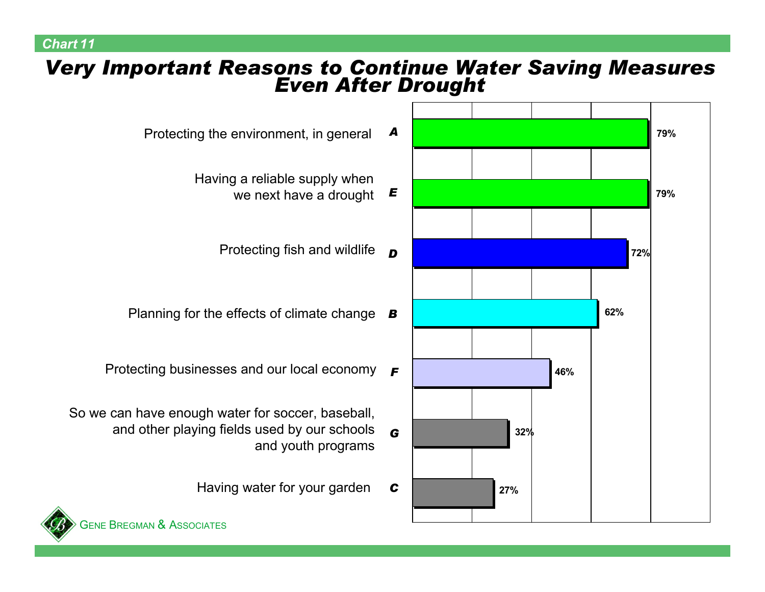Chart 11

# Very Important Reasons to Continue Water Saving Measures Even After Drought

| | Reason | Percent |
|---|---|---|
| A | Protecting the environment, in general | 79% |
| E | Having a reliable supply when we next have a drought | 79% |
| D | Protecting fish and wildlife | 72% |
| B | Planning for the effects of climate change | 62% |
| F | Protecting businesses and our local economy | 46% |
| G | So we can have enough water for soccer, baseball, and other playing fields used by our schools and youth programs | 32% |
| C | Having water for your garden | 27% |

Gene Bregman & Associates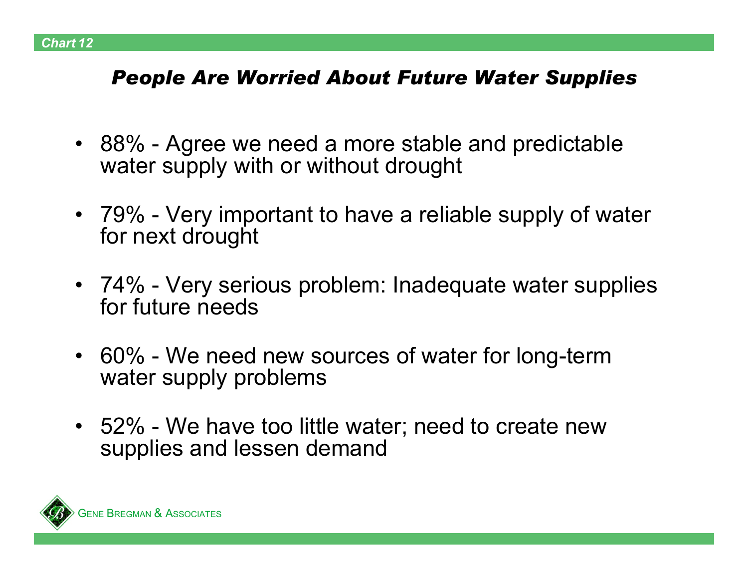Chart 12

## *People Are Worried About Future Water Supplies*

- 88% - Agree we need a more stable and predictable water supply with or without drought
- 79% - Very important to have a reliable supply of water for next drought
- 74% - Very serious problem: Inadequate water supplies for future needs
- 60% - We need new sources of water for long-term water supply problems
- 52% - We have too little water; need to create new supplies and lessen demand

GENE BREGMAN & ASSOCIATES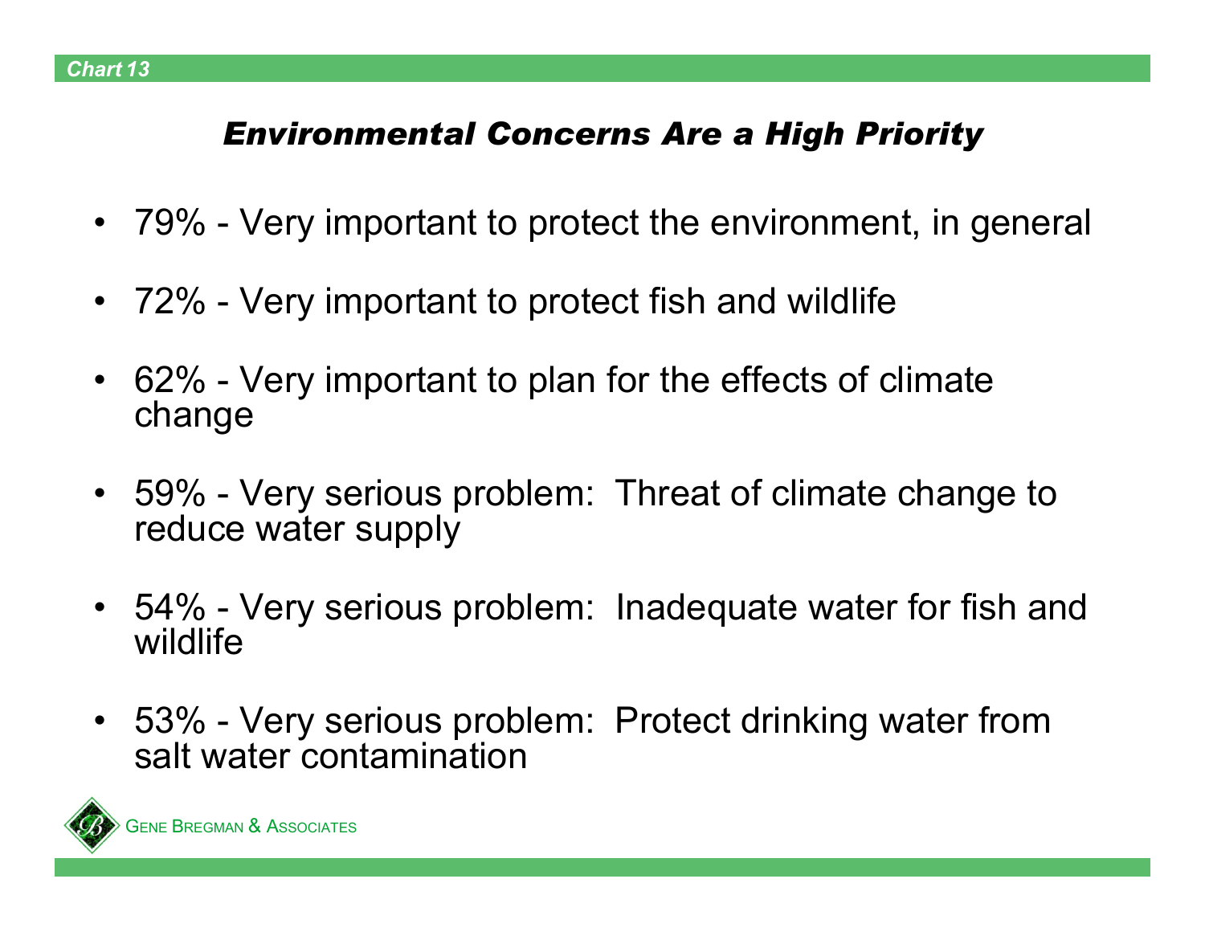Chart 13

## *Environmental Concerns Are a High Priority*

- 79% - Very important to protect the environment, in general
- 72% - Very important to protect fish and wildlife
- 62% - Very important to plan for the effects of climate change
- 59% - Very serious problem: Threat of climate change to reduce water supply
- 54% - Very serious problem: Inadequate water for fish and wildlife
- 53% - Very serious problem: Protect drinking water from salt water contamination

GENE BREGMAN & ASSOCIATES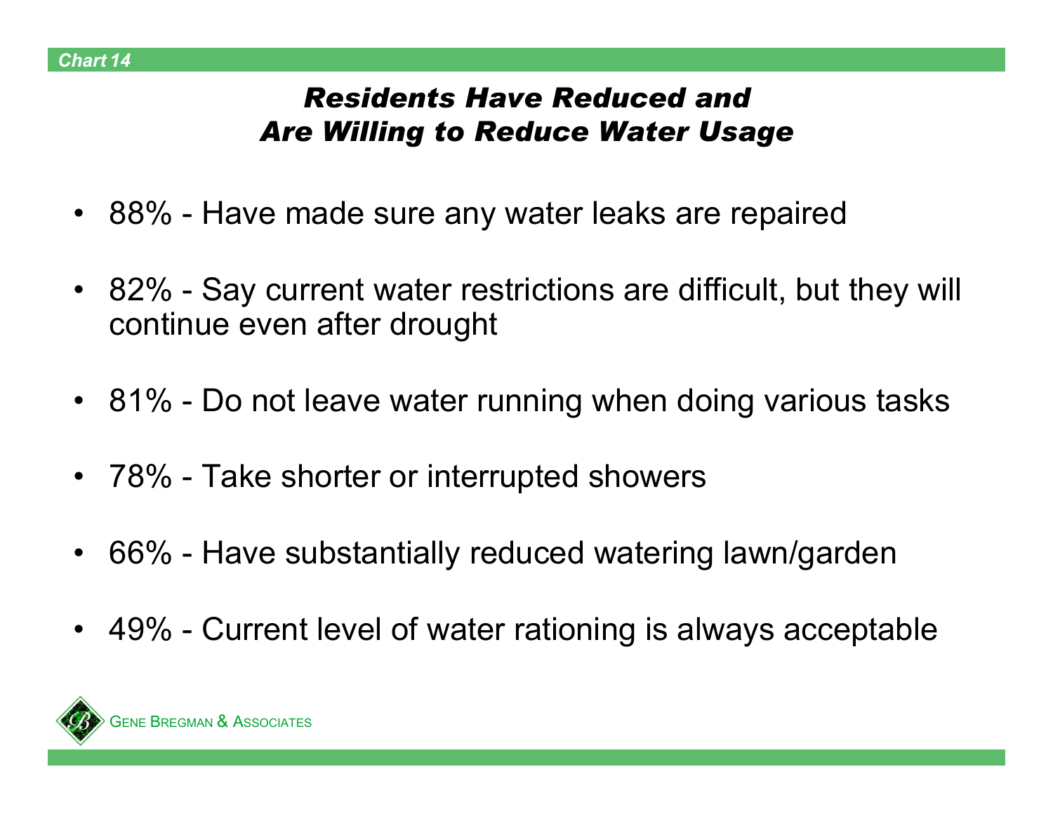Chart 14

## *Residents Have Reduced and Are Willing to Reduce Water Usage*

- 88% - Have made sure any water leaks are repaired
- 82% - Say current water restrictions are difficult, but they will continue even after drought
- 81% - Do not leave water running when doing various tasks
- 78% - Take shorter or interrupted showers
- 66% - Have substantially reduced watering lawn/garden
- 49% - Current level of water rationing is always acceptable

GENE BREGMAN & ASSOCIATES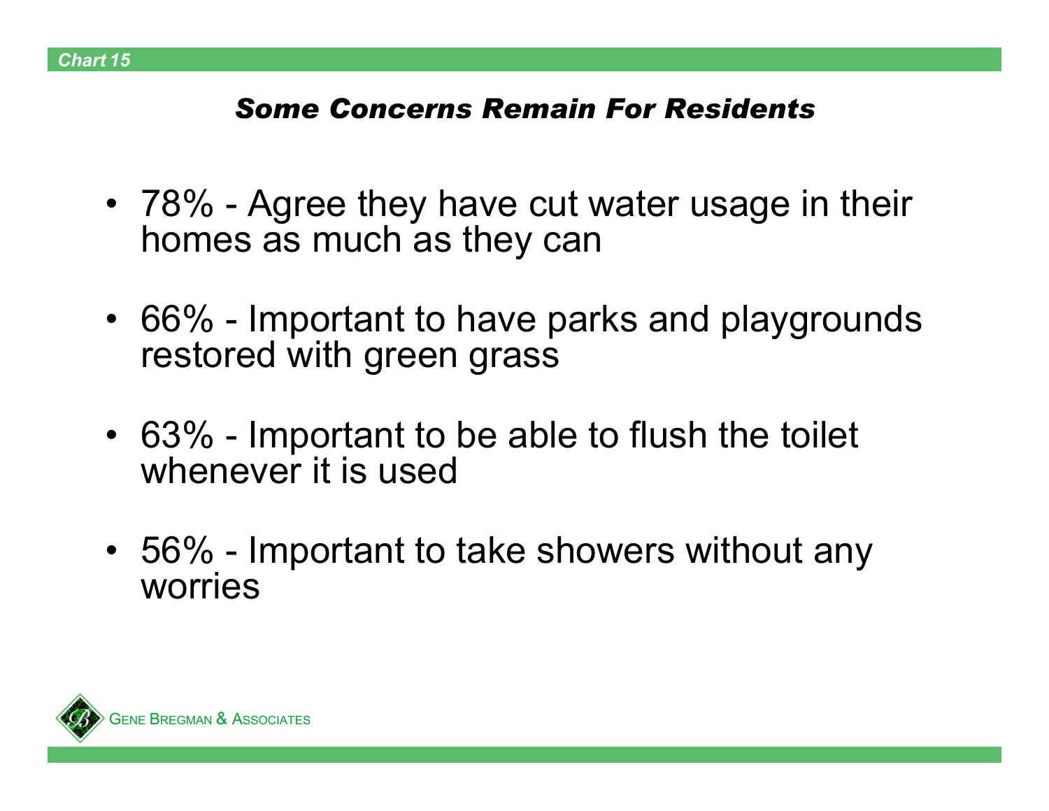*Chart 15*

## *Some Concerns Remain For Residents*

- 78% - Agree they have cut water usage in their homes as much as they can
- 66% - Important to have parks and playgrounds restored with green grass
- 63% - Important to be able to flush the toilet whenever it is used
- 56% - Important to take showers without any worries

GENE BREGMAN & ASSOCIATES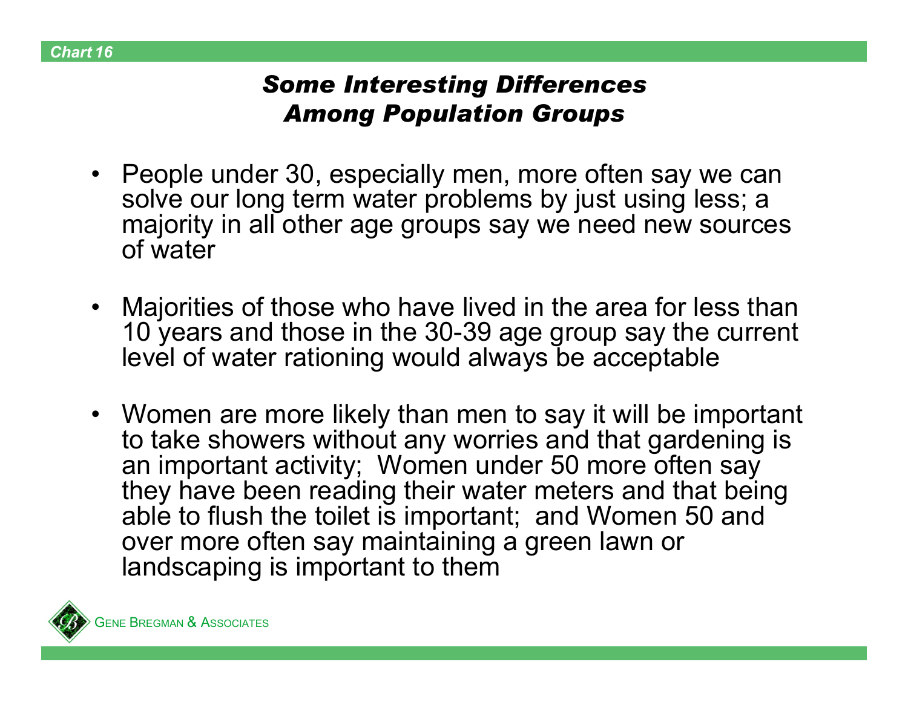Chart 16

## *Some Interesting Differences Among Population Groups*

- People under 30, especially men, more often say we can solve our long term water problems by just using less; a majority in all other age groups say we need new sources of water
- Majorities of those who have lived in the area for less than 10 years and those in the 30-39 age group say the current level of water rationing would always be acceptable
- Women are more likely than men to say it will be important to take showers without any worries and that gardening is an important activity; Women under 50 more often say they have been reading their water meters and that being able to flush the toilet is important; and Women 50 and over more often say maintaining a green lawn or landscaping is important to them

Gene Bregman & Associates